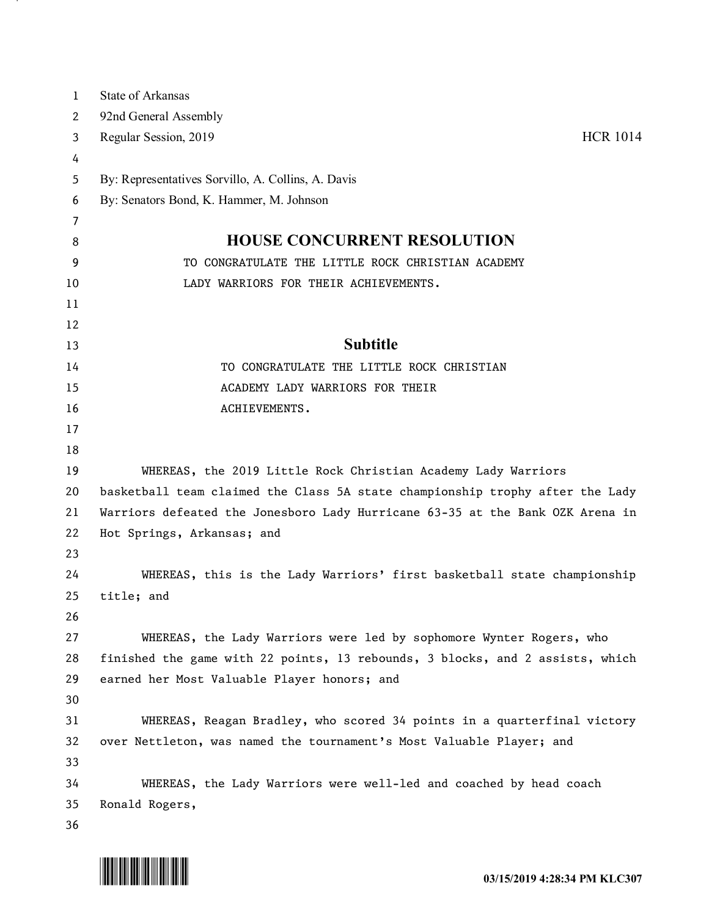State of Arkansas
92nd General Assembly
Regular Session, 2019 HCR 1014

By: Representatives Sorvillo, A. Collins, A. Davis
By: Senators Bond, K. Hammer, M. Johnson

# HOUSE CONCURRENT RESOLUTION

TO CONGRATULATE THE LITTLE ROCK CHRISTIAN ACADEMY LADY WARRIORS FOR THEIR ACHIEVEMENTS.

## Subtitle

TO CONGRATULATE THE LITTLE ROCK CHRISTIAN ACADEMY LADY WARRIORS FOR THEIR ACHIEVEMENTS.

WHEREAS, the 2019 Little Rock Christian Academy Lady Warriors basketball team claimed the Class 5A state championship trophy after the Lady Warriors defeated the Jonesboro Lady Hurricane 63-35 at the Bank OZK Arena in Hot Springs, Arkansas; and

WHEREAS, this is the Lady Warriors' first basketball state championship title; and

WHEREAS, the Lady Warriors were led by sophomore Wynter Rogers, who finished the game with 22 points, 13 rebounds, 3 blocks, and 2 assists, which earned her Most Valuable Player honors; and

WHEREAS, Reagan Bradley, who scored 34 points in a quarterfinal victory over Nettleton, was named the tournament's Most Valuable Player; and

WHEREAS, the Lady Warriors were well-led and coached by head coach Ronald Rogers,

03/15/2019 4:28:34 PM KLC307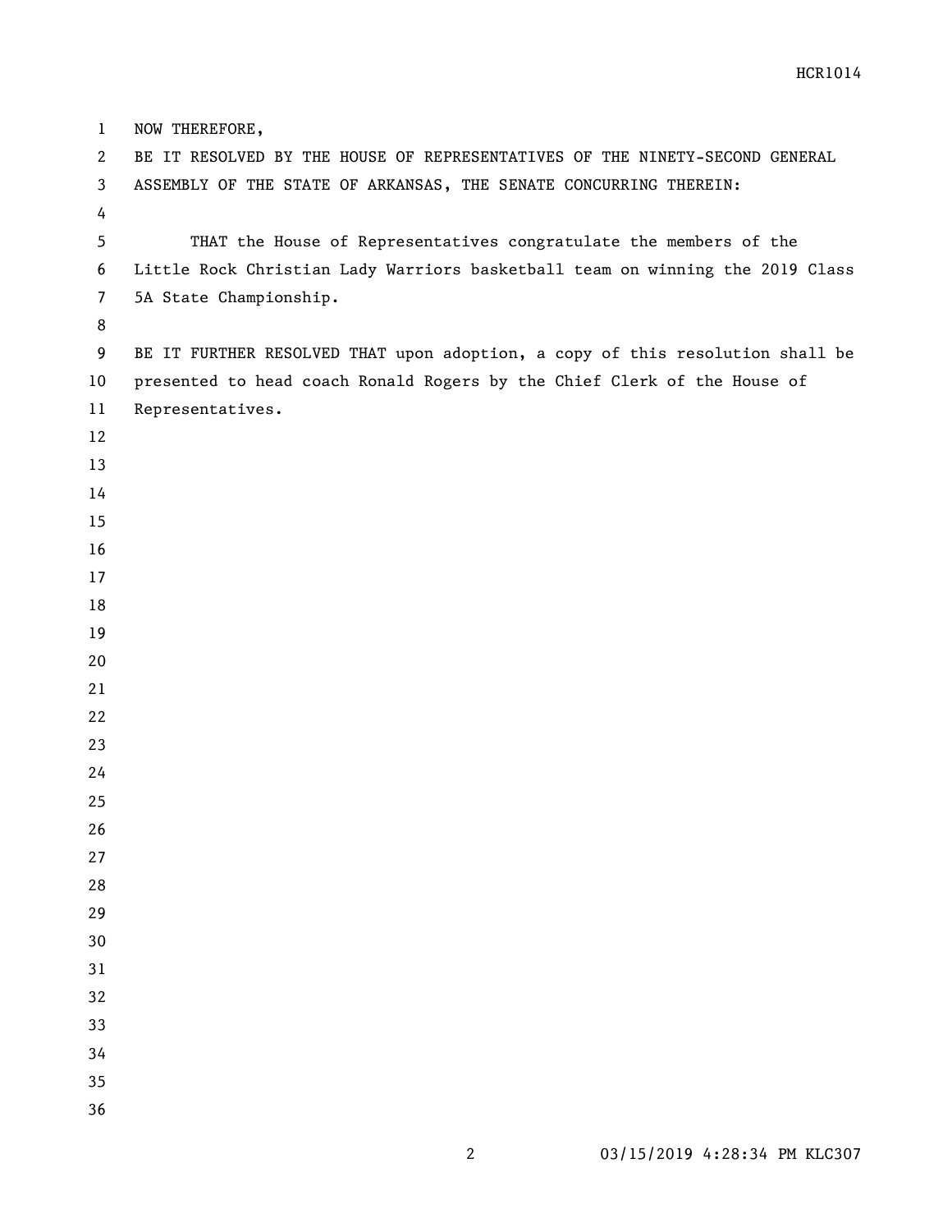NOW THEREFORE,

BE IT RESOLVED BY THE HOUSE OF REPRESENTATIVES OF THE NINETY-SECOND GENERAL ASSEMBLY OF THE STATE OF ARKANSAS, THE SENATE CONCURRING THEREIN:

THAT the House of Representatives congratulate the members of the Little Rock Christian Lady Warriors basketball team on winning the 2019 Class 5A State Championship.

BE IT FURTHER RESOLVED THAT upon adoption, a copy of this resolution shall be presented to head coach Ronald Rogers by the Chief Clerk of the House of Representatives.